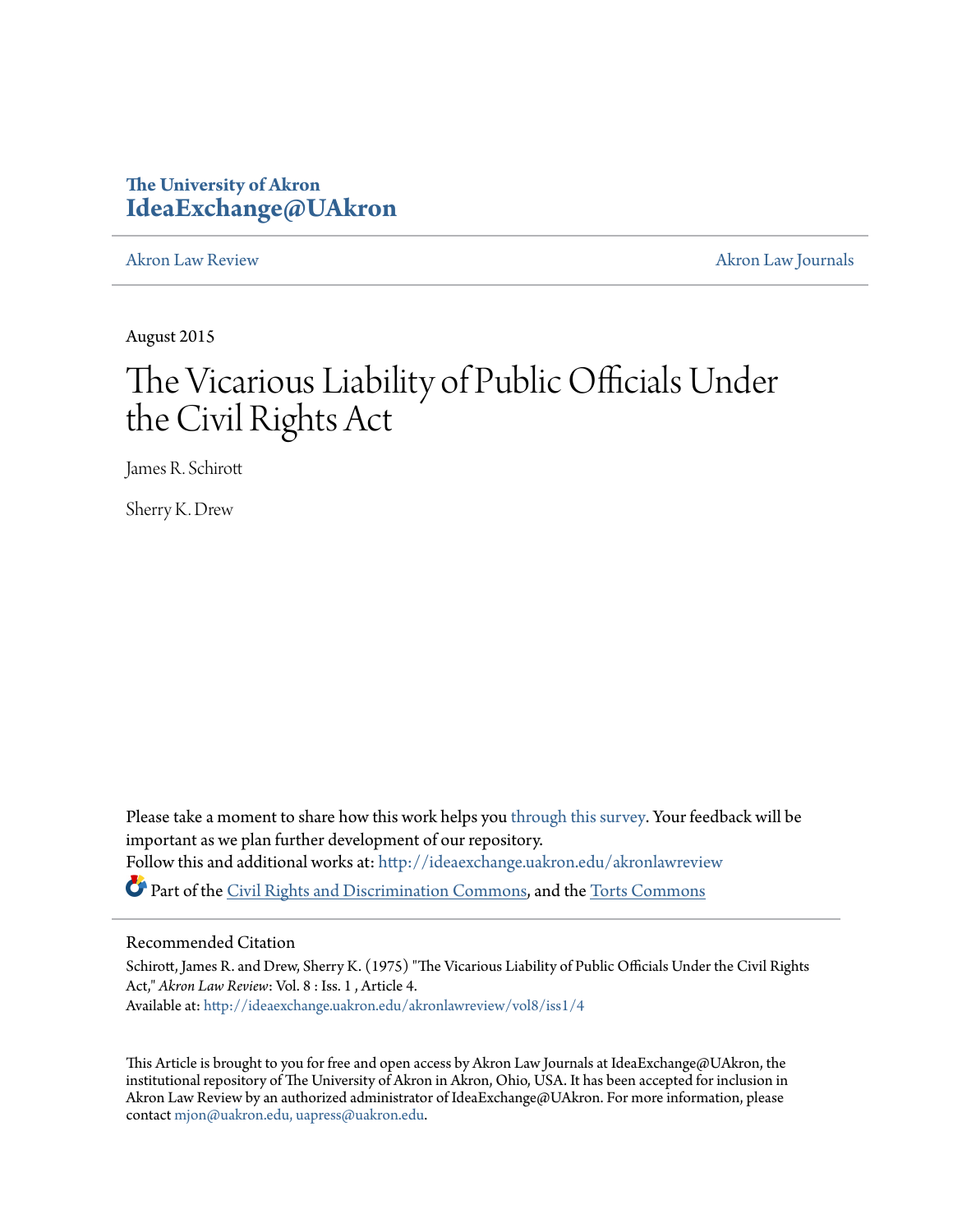**The University of Akron**
**IdeaExchange@UAkron**

Akron Law Review | Akron Law Journals

August 2015

# The Vicarious Liability of Public Officials Under the Civil Rights Act

James R. Schirott

Sherry K. Drew

Please take a moment to share how this work helps you through this survey. Your feedback will be important as we plan further development of our repository.

Follow this and additional works at: http://ideaexchange.uakron.edu/akronlawreview

Part of the Civil Rights and Discrimination Commons, and the Torts Commons

## Recommended Citation

Schirott, James R. and Drew, Sherry K. (1975) "The Vicarious Liability of Public Officials Under the Civil Rights Act," *Akron Law Review*: Vol. 8 : Iss. 1 , Article 4.
Available at: http://ideaexchange.uakron.edu/akronlawreview/vol8/iss1/4

This Article is brought to you for free and open access by Akron Law Journals at IdeaExchange@UAkron, the institutional repository of The University of Akron in Akron, Ohio, USA. It has been accepted for inclusion in Akron Law Review by an authorized administrator of IdeaExchange@UAkron. For more information, please contact mjon@uakron.edu, uapress@uakron.edu.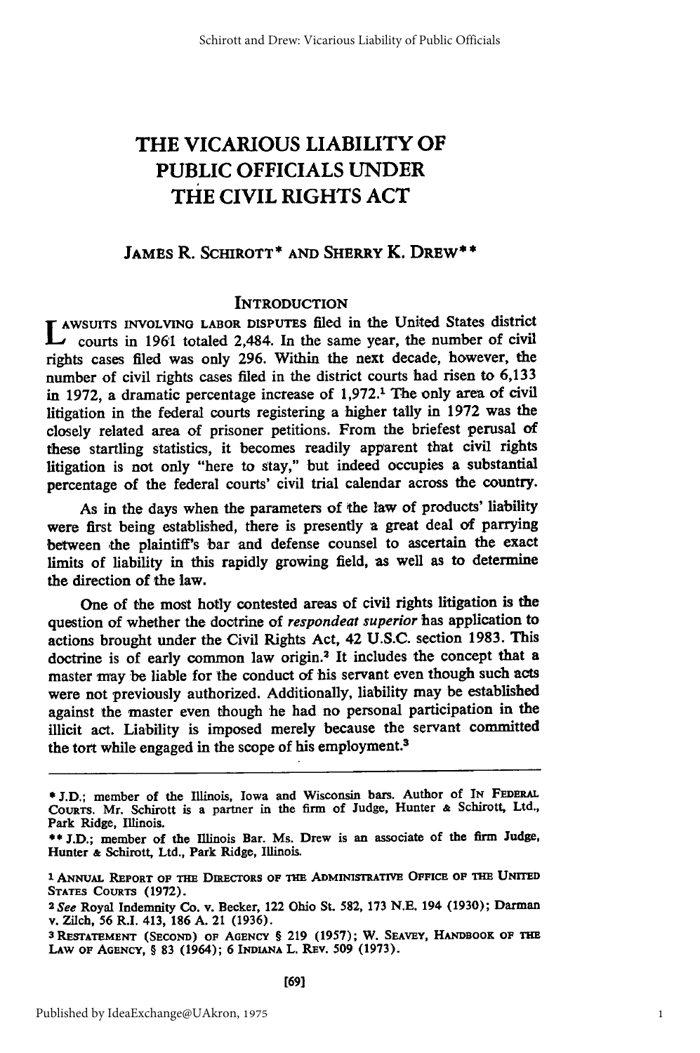# THE VICARIOUS LIABILITY OF PUBLIC OFFICIALS UNDER THE CIVIL RIGHTS ACT

JAMES R. SCHIROTT* AND SHERRY K. DREW**

## INTRODUCTION

LAWSUITS INVOLVING LABOR DISPUTES filed in the United States district courts in 1961 totaled 2,484. In the same year, the number of civil rights cases filed was only 296. Within the next decade, however, the number of civil rights cases filed in the district courts had risen to 6,133 in 1972, a dramatic percentage increase of 1,972.[1] The only area of civil litigation in the federal courts registering a higher tally in 1972 was the closely related area of prisoner petitions. From the briefest perusal of these startling statistics, it becomes readily apparent that civil rights litigation is not only "here to stay," but indeed occupies a substantial percentage of the federal courts' civil trial calendar across the country.

As in the days when the parameters of the law of products' liability were first being established, there is presently a great deal of parrying between the plaintiff's bar and defense counsel to ascertain the exact limits of liability in this rapidly growing field, as well as to determine the direction of the law.

One of the most hotly contested areas of civil rights litigation is the question of whether the doctrine of *respondeat superior* has application to actions brought under the Civil Rights Act, 42 U.S.C. section 1983. This doctrine is of early common law origin.[2] It includes the concept that a master may be liable for the conduct of his servant even though such acts were not previously authorized. Additionally, liability may be established against the master even though he had no personal participation in the illicit act. Liability is imposed merely because the servant committed the tort while engaged in the scope of his employment.[3]

---

\* J.D.; member of the Illinois, Iowa and Wisconsin bars. Author of IN FEDERAL COURTS. Mr. Schirott is a partner in the firm of Judge, Hunter & Schirott, Ltd., Park Ridge, Illinois.

\*\* J.D.; member of the Illinois Bar. Ms. Drew is an associate of the firm Judge, Hunter & Schirott, Ltd., Park Ridge, Illinois.

1 ANNUAL REPORT OF THE DIRECTORS OF THE ADMINISTRATIVE OFFICE OF THE UNITED STATES COURTS (1972).

2 *See* Royal Indemnity Co. v. Becker, 122 Ohio St. 582, 173 N.E. 194 (1930); Darman v. Zilch, 56 R.I. 413, 186 A. 21 (1936).

3 RESTATEMENT (SECOND) OF AGENCY § 219 (1957); W. SEAVEY, HANDBOOK OF THE LAW OF AGENCY, § 83 (1964); 6 INDIANA L. REV. 509 (1973).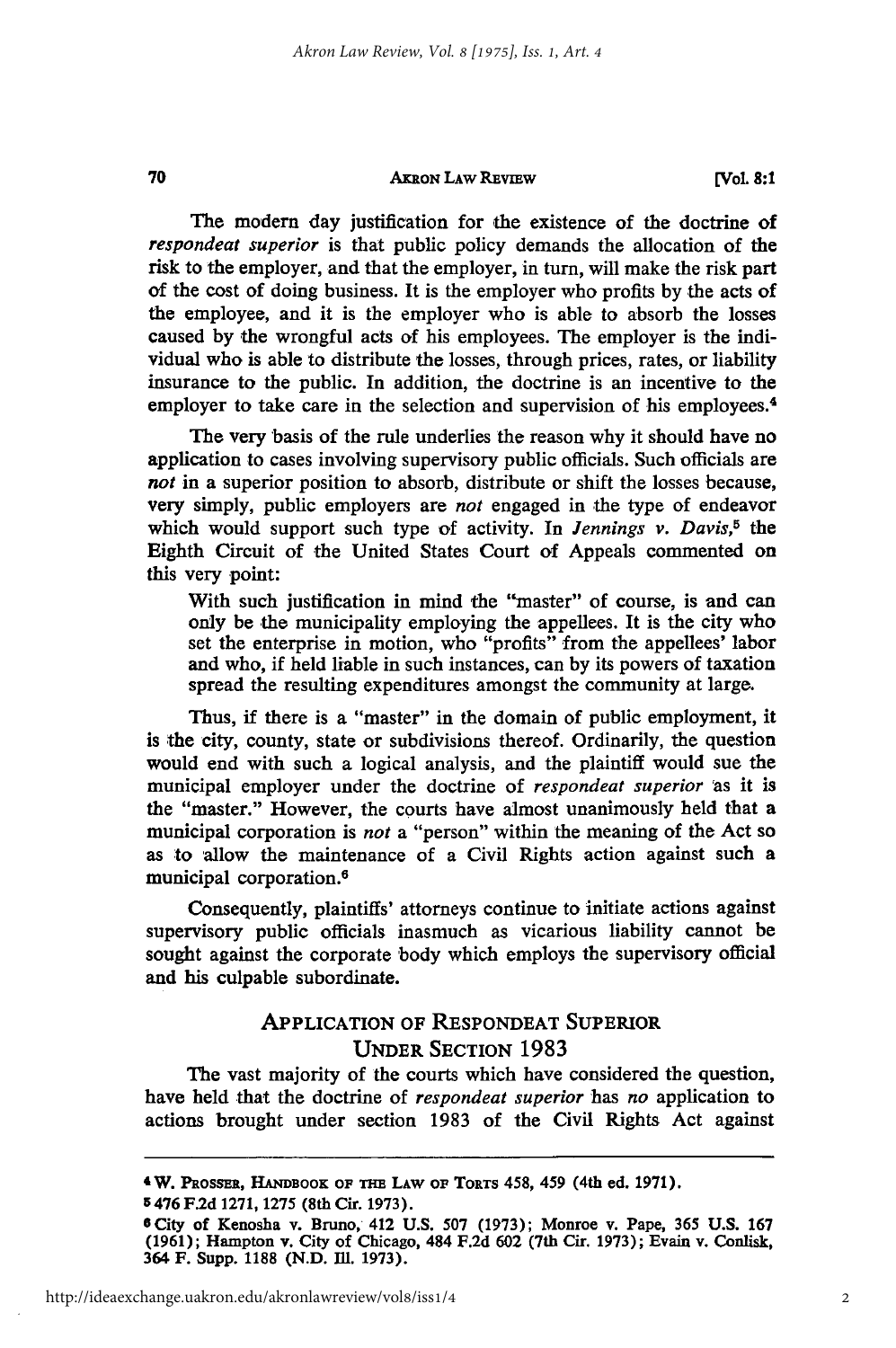The modern day justification for the existence of the doctrine of *respondeat superior* is that public policy demands the allocation of the risk to the employer, and that the employer, in turn, will make the risk part of the cost of doing business. It is the employer who profits by the acts of the employee, and it is the employer who is able to absorb the losses caused by the wrongful acts of his employees. The employer is the individual who is able to distribute the losses, through prices, rates, or liability insurance to the public. In addition, the doctrine is an incentive to the employer to take care in the selection and supervision of his employees.[4]

The very basis of the rule underlies the reason why it should have no application to cases involving supervisory public officials. Such officials are *not* in a superior position to absorb, distribute or shift the losses because, very simply, public employers are *not* engaged in the type of endeavor which would support such type of activity. In *Jennings v. Davis*,[5] the Eighth Circuit of the United States Court of Appeals commented on this very point:

> With such justification in mind the "master" of course, is and can only be the municipality employing the appellees. It is the city who set the enterprise in motion, who "profits" from the appellees' labor and who, if held liable in such instances, can by its powers of taxation spread the resulting expenditures amongst the community at large.

Thus, if there is a "master" in the domain of public employment, it is the city, county, state or subdivisions thereof. Ordinarily, the question would end with such a logical analysis, and the plaintiff would sue the municipal employer under the doctrine of *respondeat superior* as it is the "master." However, the courts have almost unanimously held that a municipal corporation is *not* a "person" within the meaning of the Act so as to allow the maintenance of a Civil Rights action against such a municipal corporation.[6]

Consequently, plaintiffs' attorneys continue to initiate actions against supervisory public officials inasmuch as vicarious liability cannot be sought against the corporate body which employs the supervisory official and his culpable subordinate.

## APPLICATION OF RESPONDEAT SUPERIOR UNDER SECTION 1983

The vast majority of the courts which have considered the question, have held that the doctrine of *respondeat superior* has *no* application to actions brought under section 1983 of the Civil Rights Act against

---

[4] W. PROSSER, HANDBOOK OF THE LAW OF TORTS 458, 459 (4th ed. 1971).

[5] 476 F.2d 1271, 1275 (8th Cir. 1973).

[6] City of Kenosha v. Bruno, 412 U.S. 507 (1973); Monroe v. Pape, 365 U.S. 167 (1961); Hampton v. City of Chicago, 484 F.2d 602 (7th Cir. 1973); Evain v. Conlisk, 364 F. Supp. 1188 (N.D. Ill. 1973).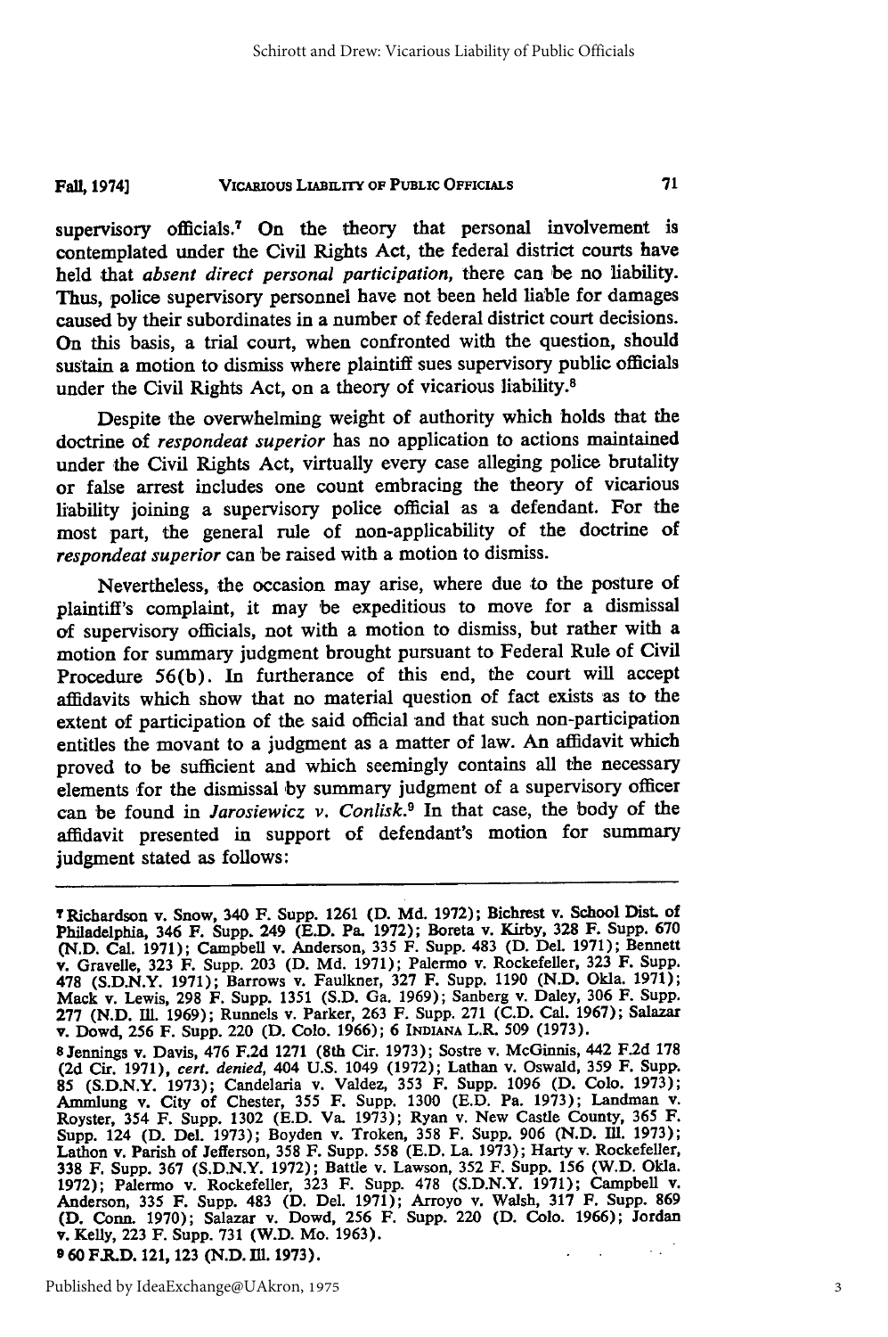supervisory officials.[7] On the theory that personal involvement is contemplated under the Civil Rights Act, the federal district courts have held that *absent direct personal participation,* there can be no liability. Thus, police supervisory personnel have not been held liable for damages caused by their subordinates in a number of federal district court decisions. On this basis, a trial court, when confronted with the question, should sustain a motion to dismiss where plaintiff sues supervisory public officials under the Civil Rights Act, on a theory of vicarious liability.[8]

Despite the overwhelming weight of authority which holds that the doctrine of *respondeat superior* has no application to actions maintained under the Civil Rights Act, virtually every case alleging police brutality or false arrest includes one count embracing the theory of vicarious liability joining a supervisory police official as a defendant. For the most part, the general rule of non-applicability of the doctrine of *respondeat superior* can be raised with a motion to dismiss.

Nevertheless, the occasion may arise, where due to the posture of plaintiff's complaint, it may be expeditious to move for a dismissal of supervisory officials, not with a motion to dismiss, but rather with a motion for summary judgment brought pursuant to Federal Rule of Civil Procedure 56(b). In furtherance of this end, the court will accept affidavits which show that no material question of fact exists as to the extent of participation of the said official and that such non-participation entitles the movant to a judgment as a matter of law. An affidavit which proved to be sufficient and which seemingly contains all the necessary elements for the dismissal by summary judgment of a supervisory officer can be found in *Jarosiewicz v. Conlisk.*[9] In that case, the body of the affidavit presented in support of defendant's motion for summary judgment stated as follows:

---

[7] Richardson v. Snow, 340 F. Supp. 1261 (D. Md. 1972); Bichrest v. School Dist. of Philadelphia, 346 F. Supp. 249 (E.D. Pa. 1972); Boreta v. Kirby, 328 F. Supp. 670 (N.D. Cal. 1971); Campbell v. Anderson, 335 F. Supp. 483 (D. Del. 1971); Bennett v. Gravelle, 323 F. Supp. 203 (D. Md. 1971); Palermo v. Rockefeller, 323 F. Supp. 478 (S.D.N.Y. 1971); Barrows v. Faulkner, 327 F. Supp. 1190 (N.D. Okla. 1971); Mack v. Lewis, 298 F. Supp. 1351 (S.D. Ga. 1969); Sanberg v. Daley, 306 F. Supp. 277 (N.D. Ill. 1969); Runnels v. Parker, 263 F. Supp. 271 (C.D. Cal. 1967); Salazar v. Dowd, 256 F. Supp. 220 (D. Colo. 1966); 6 INDIANA L.R. 509 (1973).

[8] Jennings v. Davis, 476 F.2d 1271 (8th Cir. 1973); Sostre v. McGinnis, 442 F.2d 178 (2d Cir. 1971), *cert. denied,* 404 U.S. 1049 (1972); Lathan v. Oswald, 359 F. Supp. 85 (S.D.N.Y. 1973); Candelaria v. Valdez, 353 F. Supp. 1096 (D. Colo. 1973); Ammlung v. City of Chester, 355 F. Supp. 1300 (E.D. Pa. 1973); Landman v. Royster, 354 F. Supp. 1302 (E.D. Va. 1973); Ryan v. New Castle County, 365 F. Supp. 124 (D. Del. 1973); Boyden v. Troken, 358 F. Supp. 906 (N.D. Ill. 1973); Lathon v. Parish of Jefferson, 358 F. Supp. 558 (E.D. La. 1973); Harty v. Rockefeller, 338 F. Supp. 367 (S.D.N.Y. 1972); Battle v. Lawson, 352 F. Supp. 156 (W.D. Okla. 1972); Palermo v. Rockefeller, 323 F. Supp. 478 (S.D.N.Y. 1971); Campbell v. Anderson, 335 F. Supp. 483 (D. Del. 1971); Arroyo v. Walsh, 317 F. Supp. 869 (D. Conn. 1970); Salazar v. Dowd, 256 F. Supp. 220 (D. Colo. 1966); Jordan v. Kelly, 223 F. Supp. 731 (W.D. Mo. 1963).

[9] 60 F.R.D. 121, 123 (N.D. Ill. 1973).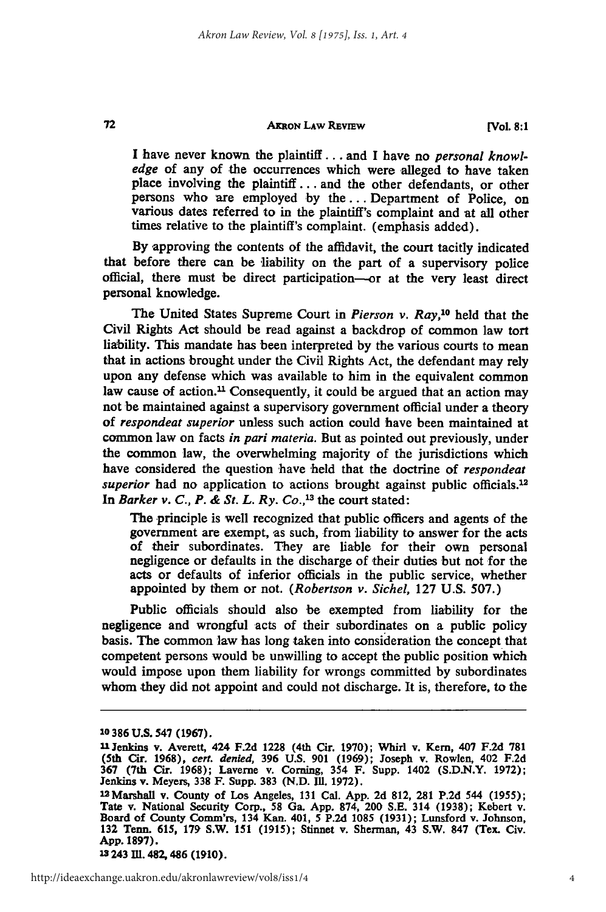I have never known the plaintiff . . . and I have no *personal knowledge* of any of the occurrences which were alleged to have taken place involving the plaintiff . . . and the other defendants, or other persons who are employed by the . . . Department of Police, on various dates referred to in the plaintiff's complaint and at all other times relative to the plaintiff's complaint. (emphasis added).

By approving the contents of the affidavit, the court tacitly indicated that before there can be liability on the part of a supervisory police official, there must be direct participation—or at the very least direct personal knowledge.

The United States Supreme Court in *Pierson v. Ray*,[10] held that the Civil Rights Act should be read against a backdrop of common law tort liability. This mandate has been interpreted by the various courts to mean that in actions brought under the Civil Rights Act, the defendant may rely upon any defense which was available to him in the equivalent common law cause of action.[11] Consequently, it could be argued that an action may not be maintained against a supervisory government official under a theory of *respondeat superior* unless such action could have been maintained at common law on facts *in pari materia*. But as pointed out previously, under the common law, the overwhelming majority of the jurisdictions which have considered the question have held that the doctrine of *respondeat superior* had no application to actions brought against public officials.[12] In *Barker v. C., P. & St. L. Ry. Co.*,[13] the court stated:

> The principle is well recognized that public officers and agents of the government are exempt, as such, from liability to answer for the acts of their subordinates. They are liable for their own personal negligence or defaults in the discharge of their duties but not for the acts or defaults of inferior officials in the public service, whether appointed by them or not. (*Robertson v. Sichel*, 127 U.S. 507.)

Public officials should also be exempted from liability for the negligence and wrongful acts of their subordinates on a public policy basis. The common law has long taken into consideration the concept that competent persons would be unwilling to accept the public position which would impose upon them liability for wrongs committed by subordinates whom they did not appoint and could not discharge. It is, therefore, to the

---

[10] 386 U.S. 547 (1967).

[11] Jenkins v. Averett, 424 F.2d 1228 (4th Cir. 1970); Whirl v. Kern, 407 F.2d 781 (5th Cir. 1968), *cert. denied*, 396 U.S. 901 (1969); Joseph v. Rowlen, 402 F.2d 367 (7th Cir. 1968); Laverne v. Corning, 354 F. Supp. 1402 (S.D.N.Y. 1972); Jenkins v. Meyers, 338 F. Supp. 383 (N.D. Ill. 1972).

[12] Marshall v. County of Los Angeles, 131 Cal. App. 2d 812, 281 P.2d 544 (1955); Tate v. National Security Corp., 58 Ga. App. 874, 200 S.E. 314 (1938); Kebert v. Board of County Comm'rs, 134 Kan. 401, 5 P.2d 1085 (1931); Lunsford v. Johnson, 132 Tenn. 615, 179 S.W. 151 (1915); Stinnet v. Sherman, 43 S.W. 847 (Tex. Civ. App. 1897).

[13] 243 Ill. 482, 486 (1910).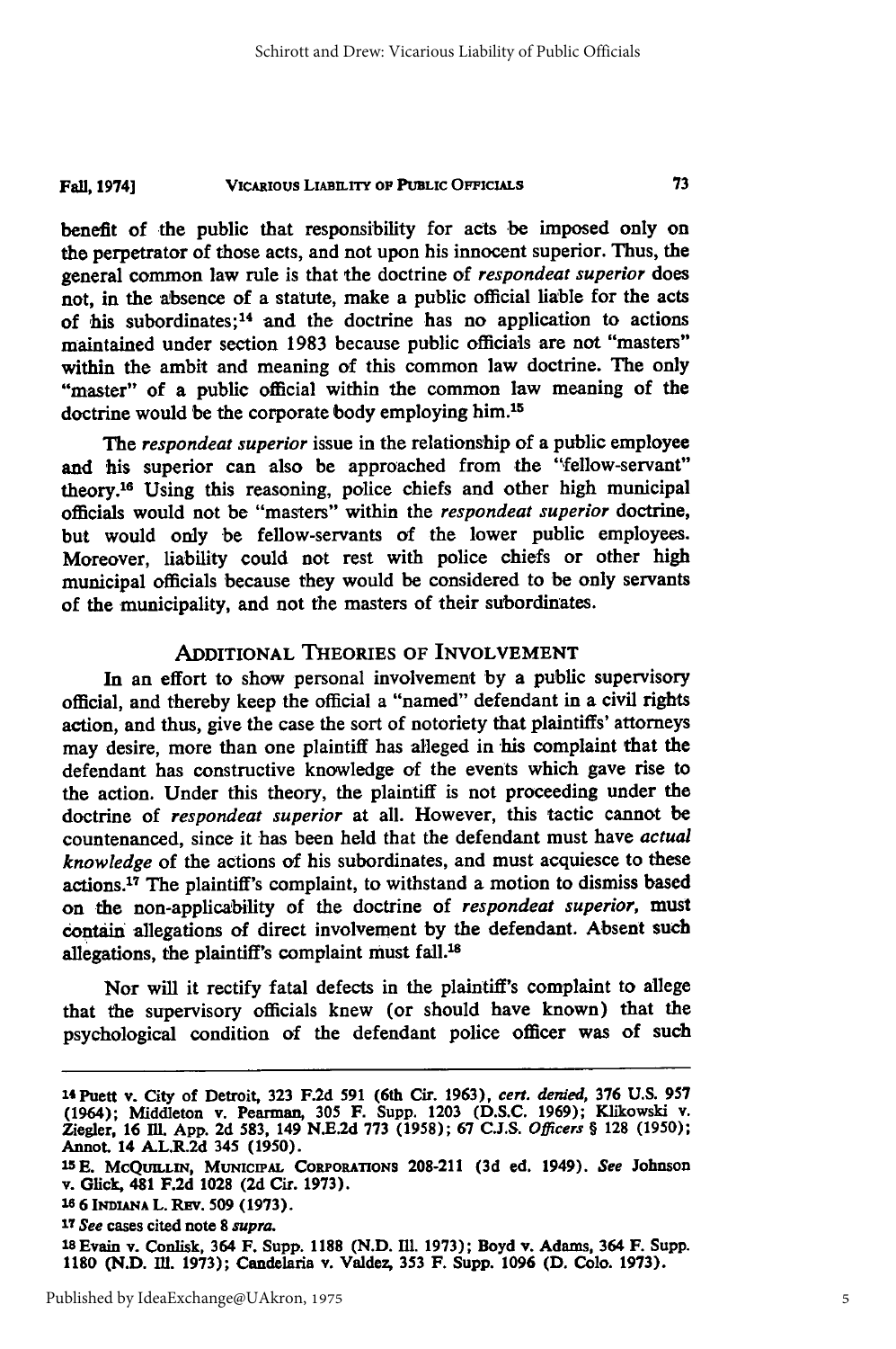benefit of the public that responsibility for acts be imposed only on the perpetrator of those acts, and not upon his innocent superior. Thus, the general common law rule is that the doctrine of *respondeat superior* does not, in the absence of a statute, make a public official liable for the acts of his subordinates;[14] and the doctrine has no application to actions maintained under section 1983 because public officials are not "masters" within the ambit and meaning of this common law doctrine. The only "master" of a public official within the common law meaning of the doctrine would be the corporate body employing him.[15]

The *respondeat superior* issue in the relationship of a public employee and his superior can also be approached from the "fellow-servant" theory.[16] Using this reasoning, police chiefs and other high municipal officials would not be "masters" within the *respondeat superior* doctrine, but would only be fellow-servants of the lower public employees. Moreover, liability could not rest with police chiefs or other high municipal officials because they would be considered to be only servants of the municipality, and not the masters of their subordinates.

## ADDITIONAL THEORIES OF INVOLVEMENT

In an effort to show personal involvement by a public supervisory official, and thereby keep the official a "named" defendant in a civil rights action, and thus, give the case the sort of notoriety that plaintiffs' attorneys may desire, more than one plaintiff has alleged in his complaint that the defendant has constructive knowledge of the events which gave rise to the action. Under this theory, the plaintiff is not proceeding under the doctrine of *respondeat superior* at all. However, this tactic cannot be countenanced, since it has been held that the defendant must have *actual knowledge* of the actions of his subordinates, and must acquiesce to these actions.[17] The plaintiff's complaint, to withstand a motion to dismiss based on the non-applicability of the doctrine of *respondeat superior*, must contain allegations of direct involvement by the defendant. Absent such allegations, the plaintiff's complaint must fall.[18]

Nor will it rectify fatal defects in the plaintiff's complaint to allege that the supervisory officials knew (or should have known) that the psychological condition of the defendant police officer was of such

---

[14] Puett v. City of Detroit, 323 F.2d 591 (6th Cir. 1963), *cert. denied*, 376 U.S. 957 (1964); Middleton v. Pearman, 305 F. Supp. 1203 (D.S.C. 1969); Klikowski v. Ziegler, 16 Ill. App. 2d 583, 149 N.E.2d 773 (1958); 67 C.J.S. *Officers* § 128 (1950); Annot. 14 A.L.R.2d 345 (1950).

[15] E. McQuillin, Municipal Corporations 208-211 (3d ed. 1949). *See* Johnson v. Glick, 481 F.2d 1028 (2d Cir. 1973).

[16] 6 Indiana L. Rev. 509 (1973).

[17] *See* cases cited note 8 *supra*.

[18] Evain v. Conlisk, 364 F. Supp. 1188 (N.D. Ill. 1973); Boyd v. Adams, 364 F. Supp. 1180 (N.D. Ill. 1973); Candelaria v. Valdez, 353 F. Supp. 1096 (D. Colo. 1973).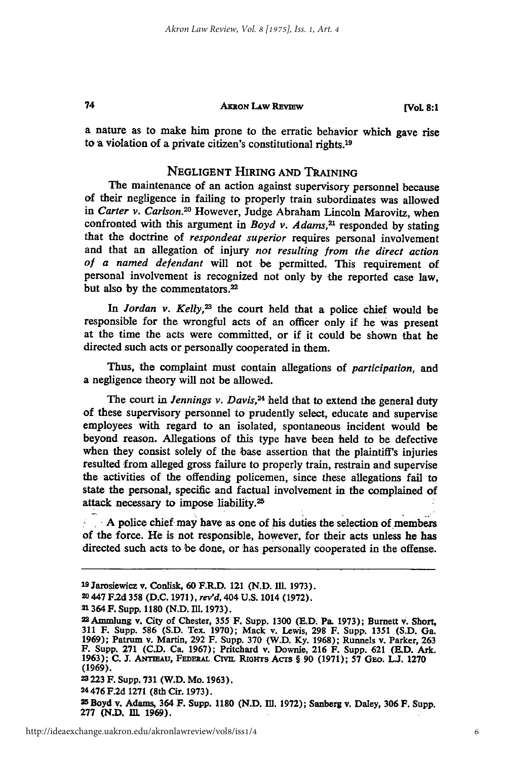a nature as to make him prone to the erratic behavior which gave rise to a violation of a private citizen's constitutional rights.[19]

## NEGLIGENT HIRING AND TRAINING

The maintenance of an action against supervisory personnel because of their negligence in failing to properly train subordinates was allowed in *Carter v. Carlson*.[20] However, Judge Abraham Lincoln Marovitz, when confronted with this argument in *Boyd v. Adams*,[21] responded by stating that the doctrine of *respondeat superior* requires personal involvement and that an allegation of injury *not resulting from the direct action of a named defendant* will not be permitted. This requirement of personal involvement is recognized not only by the reported case law, but also by the commentators.[22]

In *Jordan v. Kelly*,[23] the court held that a police chief would be responsible for the wrongful acts of an officer only if he was present at the time the acts were committed, or if it could be shown that he directed such acts or personally cooperated in them.

Thus, the complaint must contain allegations of *participation*, and a negligence theory will not be allowed.

The court in *Jennings v. Davis*,[24] held that to extend the general duty of these supervisory personnel to prudently select, educate and supervise employees with regard to an isolated, spontaneous incident would be beyond reason. Allegations of this type have been held to be defective when they consist solely of the base assertion that the plaintiff's injuries resulted from alleged gross failure to properly train, restrain and supervise the activities of the offending policemen, since these allegations fail to state the personal, specific and factual involvement in the complained of attack necessary to impose liability.[25]

A police chief may have as one of his duties the selection of members of the force. He is not responsible, however, for their acts unless he has directed such acts to be done, or has personally cooperated in the offense.

---

[19] Jarosiewicz v. Conlisk, 60 F.R.D. 121 (N.D. Ill. 1973).

[20] 447 F.2d 358 (D.C. 1971), *rev'd*, 404 U.S. 1014 (1972).

[21] 364 F. Supp. 1180 (N.D. Ill. 1973).

[22] Ammlung v. City of Chester, 355 F. Supp. 1300 (E.D. Pa. 1973); Burnett v. Short, 311 F. Supp. 586 (S.D. Tex. 1970); Mack v. Lewis, 298 F. Supp. 1351 (S.D. Ga. 1969); Patrum v. Martin, 292 F. Supp. 370 (W.D. Ky. 1968); Runnels v. Parker, 263 F. Supp. 271 (C.D. Ca. 1967); Pritchard v. Downie, 216 F. Supp. 621 (E.D. Ark. 1963); C. J. ANTIEAU, FEDERAL CIVIL RIGHTS ACTS § 90 (1971); 57 GEO. L.J. 1270 (1969).

[23] 223 F. Supp. 731 (W.D. Mo. 1963).

[24] 476 F.2d 1271 (8th Cir. 1973).

[25] Boyd v. Adams, 364 F. Supp. 1180 (N.D. Ill. 1972); Sanberg v. Daley, 306 F. Supp. 277 (N.D. Ill. 1969).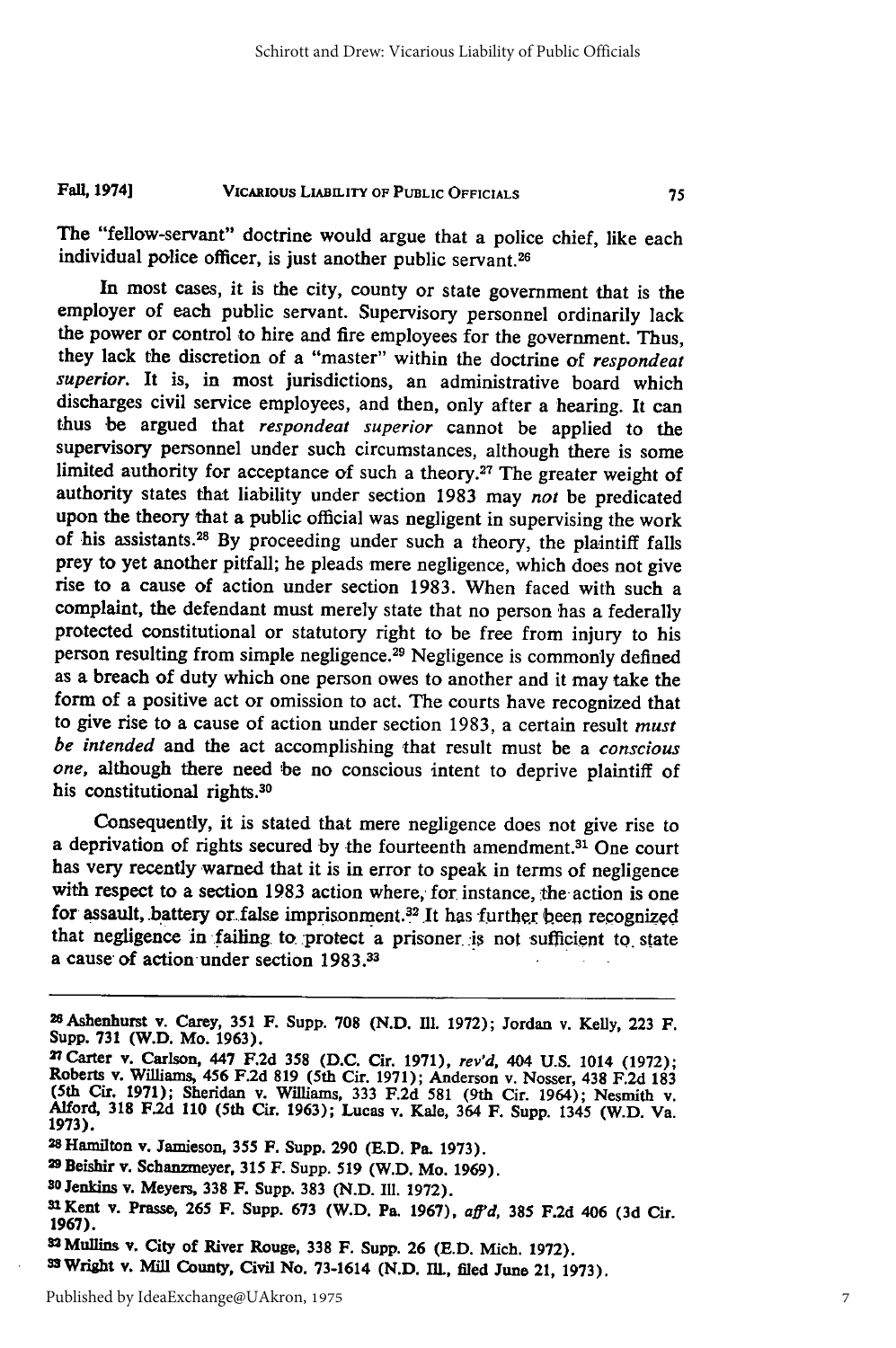The "fellow-servant" doctrine would argue that a police chief, like each individual police officer, is just another public servant.[26]

In most cases, it is the city, county or state government that is the employer of each public servant. Supervisory personnel ordinarily lack the power or control to hire and fire employees for the government. Thus, they lack the discretion of a "master" within the doctrine of *respondeat superior*. It is, in most jurisdictions, an administrative board which discharges civil service employees, and then, only after a hearing. It can thus be argued that *respondeat superior* cannot be applied to the supervisory personnel under such circumstances, although there is some limited authority for acceptance of such a theory.[27] The greater weight of authority states that liability under section 1983 may *not* be predicated upon the theory that a public official was negligent in supervising the work of his assistants.[28] By proceeding under such a theory, the plaintiff falls prey to yet another pitfall; he pleads mere negligence, which does not give rise to a cause of action under section 1983. When faced with such a complaint, the defendant must merely state that no person has a federally protected constitutional or statutory right to be free from injury to his person resulting from simple negligence.[29] Negligence is commonly defined as a breach of duty which one person owes to another and it may take the form of a positive act or omission to act. The courts have recognized that to give rise to a cause of action under section 1983, a certain result *must be intended* and the act accomplishing that result must be a *conscious one*, although there need be no conscious intent to deprive plaintiff of his constitutional rights.[30]

Consequently, it is stated that mere negligence does not give rise to a deprivation of rights secured by the fourteenth amendment.[31] One court has very recently warned that it is in error to speak in terms of negligence with respect to a section 1983 action where, for instance, the action is one for assault, battery or false imprisonment.[32] It has further been recognized that negligence in failing to protect a prisoner is not sufficient to state a cause of action under section 1983.[33]

---

[26] Ashenhurst v. Carey, 351 F. Supp. 708 (N.D. Ill. 1972); Jordan v. Kelly, 223 F. Supp. 731 (W.D. Mo. 1963).

[27] Carter v. Carlson, 447 F.2d 358 (D.C. Cir. 1971), *rev'd*, 404 U.S. 1014 (1972); Roberts v. Williams, 456 F.2d 819 (5th Cir. 1971); Anderson v. Nosser, 438 F.2d 183 (5th Cir. 1971); Sheridan v. Williams, 333 F.2d 581 (9th Cir. 1964); Nesmith v. Alford, 318 F.2d 110 (5th Cir. 1963); Lucas v. Kale, 364 F. Supp. 1345 (W.D. Va. 1973).

[28] Hamilton v. Jamieson, 355 F. Supp. 290 (E.D. Pa. 1973).

[29] Beishir v. Schanzmeyer, 315 F. Supp. 519 (W.D. Mo. 1969).

[30] Jenkins v. Meyers, 338 F. Supp. 383 (N.D. Ill. 1972).

[31] Kent v. Prasse, 265 F. Supp. 673 (W.D. Pa. 1967), *aff'd*, 385 F.2d 406 (3d Cir. 1967).

[32] Mullins v. City of River Rouge, 338 F. Supp. 26 (E.D. Mich. 1972).

[33] Wright v. Mill County, Civil No. 73-1614 (N.D. Ill., filed June 21, 1973).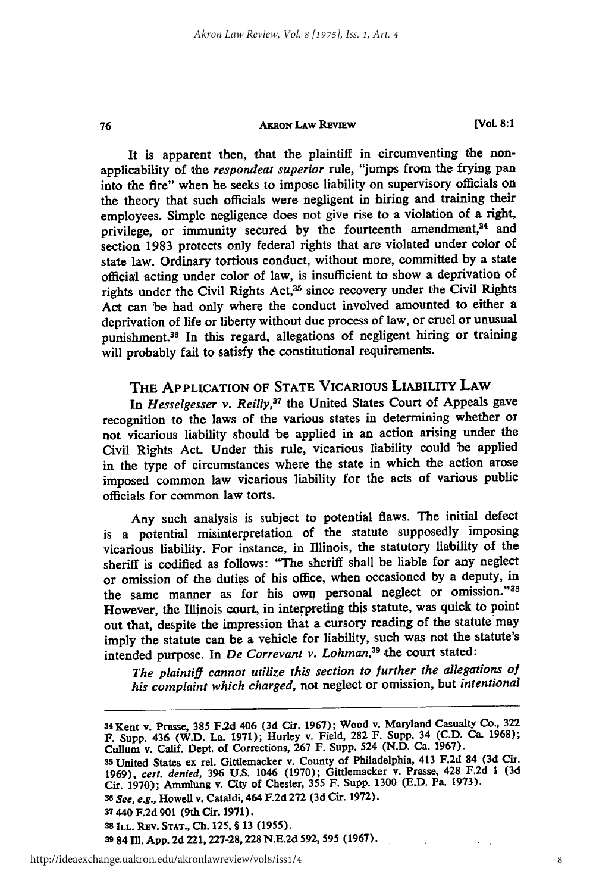It is apparent then, that the plaintiff in circumventing the non-applicability of the *respondeat superior* rule, "jumps from the frying pan into the fire" when he seeks to impose liability on supervisory officials on the theory that such officials were negligent in hiring and training their employees. Simple negligence does not give rise to a violation of a right, privilege, or immunity secured by the fourteenth amendment,[34] and section 1983 protects only federal rights that are violated under color of state law. Ordinary tortious conduct, without more, committed by a state official acting under color of law, is insufficient to show a deprivation of rights under the Civil Rights Act,[35] since recovery under the Civil Rights Act can be had only where the conduct involved amounted to either a deprivation of life or liberty without due process of law, or cruel or unusual punishment.[36] In this regard, allegations of negligent hiring or training will probably fail to satisfy the constitutional requirements.

## THE APPLICATION OF STATE VICARIOUS LIABILITY LAW

In *Hesselgesser v. Reilly*,[37] the United States Court of Appeals gave recognition to the laws of the various states in determining whether or not vicarious liability should be applied in an action arising under the Civil Rights Act. Under this rule, vicarious liability could be applied in the type of circumstances where the state in which the action arose imposed common law vicarious liability for the acts of various public officials for common law torts.

Any such analysis is subject to potential flaws. The initial defect is a potential misinterpretation of the statute supposedly imposing vicarious liability. For instance, in Illinois, the statutory liability of the sheriff is codified as follows: "The sheriff shall be liable for any neglect or omission of the duties of his office, when occasioned by a deputy, in the same manner as for his own personal neglect or omission."[38] However, the Illinois court, in interpreting this statute, was quick to point out that, despite the impression that a cursory reading of the statute may imply the statute can be a vehicle for liability, such was not the statute's intended purpose. In *De Correvant v. Lohman*,[39] the court stated:

> *The plaintiff cannot utilize this section to further the allegations of his complaint which charged,* not neglect or omission, but *intentional*

---

[34] Kent v. Prasse, 385 F.2d 406 (3d Cir. 1967); Wood v. Maryland Casualty Co., 322 F. Supp. 436 (W.D. La. 1971); Hurley v. Field, 282 F. Supp. 34 (C.D. Ca. 1968); Cullum v. Calif. Dept. of Corrections, 267 F. Supp. 524 (N.D. Ca. 1967).

[35] United States ex rel. Gittlemacker v. County of Philadelphia, 413 F.2d 84 (3d Cir. 1969), *cert. denied*, 396 U.S. 1046 (1970); Gittlemacker v. Prasse, 428 F.2d 1 (3d Cir. 1970); Ammlung v. City of Chester, 355 F. Supp. 1300 (E.D. Pa. 1973).

[36] *See, e.g.*, Howell v. Cataldi, 464 F.2d 272 (3d Cir. 1972).

[37] 440 F.2d 901 (9th Cir. 1971).

[38] ILL. REV. STAT., Ch. 125, § 13 (1955).

[39] 84 Ill. App. 2d 221, 227-28, 228 N.E.2d 592, 595 (1967).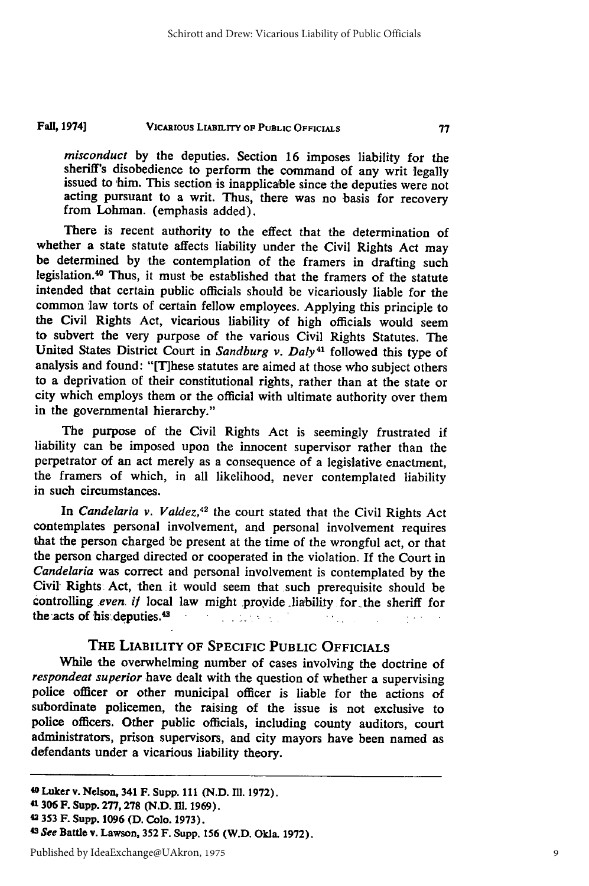*misconduct* by the deputies. Section 16 imposes liability for the sheriff's disobedience to perform the command of any writ legally issued to him. This section is inapplicable since the deputies were not acting pursuant to a writ. Thus, there was no basis for recovery from Lohman. (emphasis added).

There is recent authority to the effect that the determination of whether a state statute affects liability under the Civil Rights Act may be determined by the contemplation of the framers in drafting such legislation.[40] Thus, it must be established that the framers of the statute intended that certain public officials should be vicariously liable for the common law torts of certain fellow employees. Applying this principle to the Civil Rights Act, vicarious liability of high officials would seem to subvert the very purpose of the various Civil Rights Statutes. The United States District Court in *Sandburg v. Daly*[41] followed this type of analysis and found: "[T]hese statutes are aimed at those who subject others to a deprivation of their constitutional rights, rather than at the state or city which employs them or the official with ultimate authority over them in the governmental hierarchy."

The purpose of the Civil Rights Act is seemingly frustrated if liability can be imposed upon the innocent supervisor rather than the perpetrator of an act merely as a consequence of a legislative enactment, the framers of which, in all likelihood, never contemplated liability in such circumstances.

In *Candelaria v. Valdez*,[42] the court stated that the Civil Rights Act contemplates personal involvement, and personal involvement requires that the person charged be present at the time of the wrongful act, or that the person charged directed or cooperated in the violation. If the Court in *Candelaria* was correct and personal involvement is contemplated by the Civil Rights Act, then it would seem that such prerequisite should be controlling *even if* local law might provide liability for the sheriff for the acts of his deputies.[43]

## THE LIABILITY OF SPECIFIC PUBLIC OFFICIALS

While the overwhelming number of cases involving the doctrine of *respondeat superior* have dealt with the question of whether a supervising police officer or other municipal officer is liable for the actions of subordinate policemen, the raising of the issue is not exclusive to police officers. Other public officials, including county auditors, court administrators, prison supervisors, and city mayors have been named as defendants under a vicarious liability theory.

---

[40] Luker v. Nelson, 341 F. Supp. 111 (N.D. Ill. 1972).

[41] 306 F. Supp. 277, 278 (N.D. Ill. 1969).

[42] 353 F. Supp. 1096 (D. Colo. 1973).

[43] *See* Battle v. Lawson, 352 F. Supp. 156 (W.D. Okla. 1972).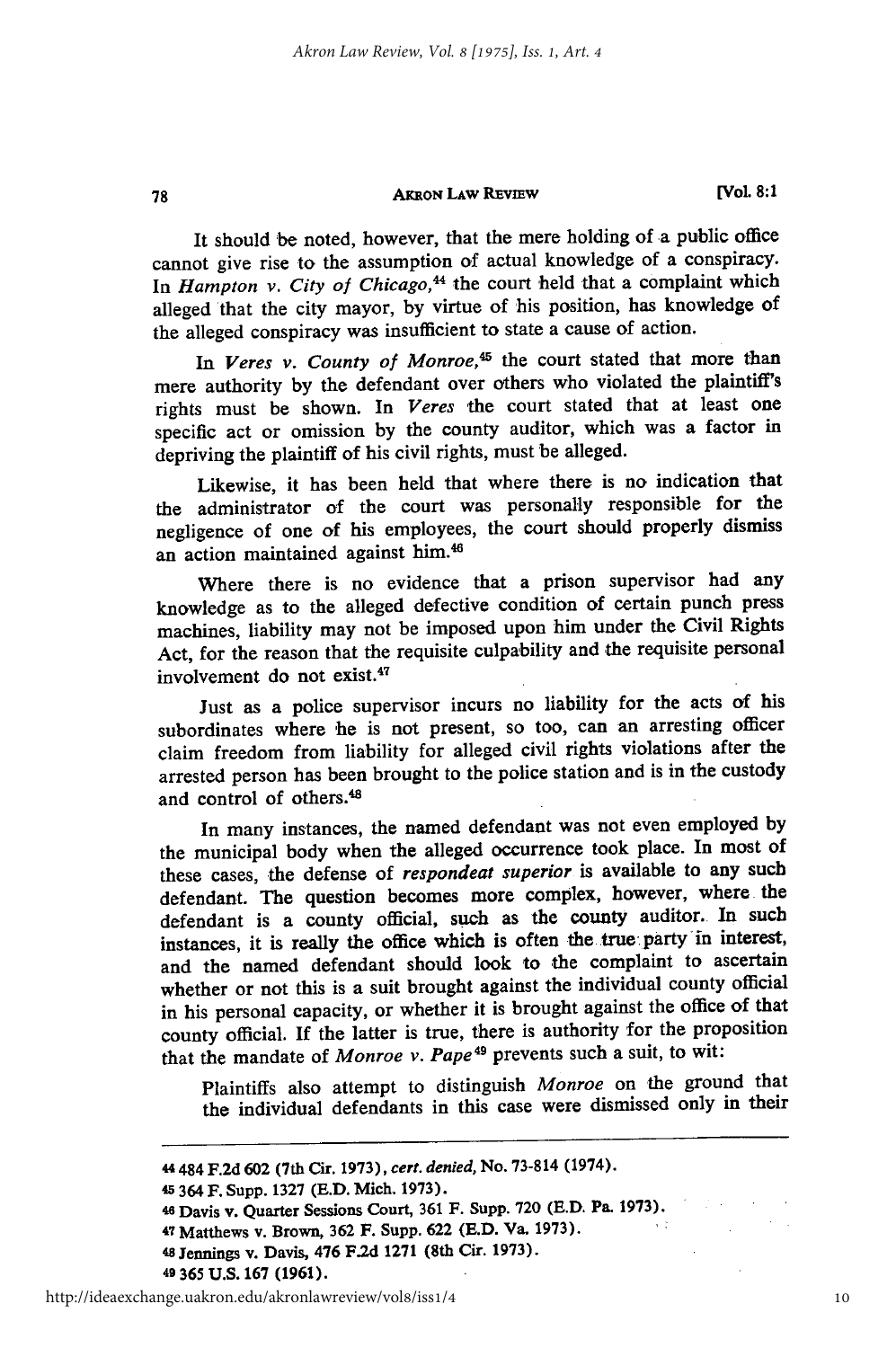It should be noted, however, that the mere holding of a public office cannot give rise to the assumption of actual knowledge of a conspiracy. In *Hampton v. City of Chicago*,[44] the court held that a complaint which alleged that the city mayor, by virtue of his position, has knowledge of the alleged conspiracy was insufficient to state a cause of action.

In *Veres v. County of Monroe*,[45] the court stated that more than mere authority by the defendant over others who violated the plaintiff's rights must be shown. In *Veres* the court stated that at least one specific act or omission by the county auditor, which was a factor in depriving the plaintiff of his civil rights, must be alleged.

Likewise, it has been held that where there is no indication that the administrator of the court was personally responsible for the negligence of one of his employees, the court should properly dismiss an action maintained against him.[46]

Where there is no evidence that a prison supervisor had any knowledge as to the alleged defective condition of certain punch press machines, liability may not be imposed upon him under the Civil Rights Act, for the reason that the requisite culpability and the requisite personal involvement do not exist.[47]

Just as a police supervisor incurs no liability for the acts of his subordinates where he is not present, so too, can an arresting officer claim freedom from liability for alleged civil rights violations after the arrested person has been brought to the police station and is in the custody and control of others.[48]

In many instances, the named defendant was not even employed by the municipal body when the alleged occurrence took place. In most of these cases, the defense of *respondeat superior* is available to any such defendant. The question becomes more complex, however, where the defendant is a county official, such as the county auditor. In such instances, it is really the office which is often the true party in interest, and the named defendant should look to the complaint to ascertain whether or not this is a suit brought against the individual county official in his personal capacity, or whether it is brought against the office of that county official. If the latter is true, there is authority for the proposition that the mandate of *Monroe v. Pape*[49] prevents such a suit, to wit:

> Plaintiffs also attempt to distinguish *Monroe* on the ground that the individual defendants in this case were dismissed only in their

---

[44] 484 F.2d 602 (7th Cir. 1973), *cert. denied*, No. 73-814 (1974).

[45] 364 F. Supp. 1327 (E.D. Mich. 1973).

[46] Davis v. Quarter Sessions Court, 361 F. Supp. 720 (E.D. Pa. 1973).

[47] Matthews v. Brown, 362 F. Supp. 622 (E.D. Va. 1973).

[48] Jennings v. Davis, 476 F.2d 1271 (8th Cir. 1973).

[49] 365 U.S. 167 (1961).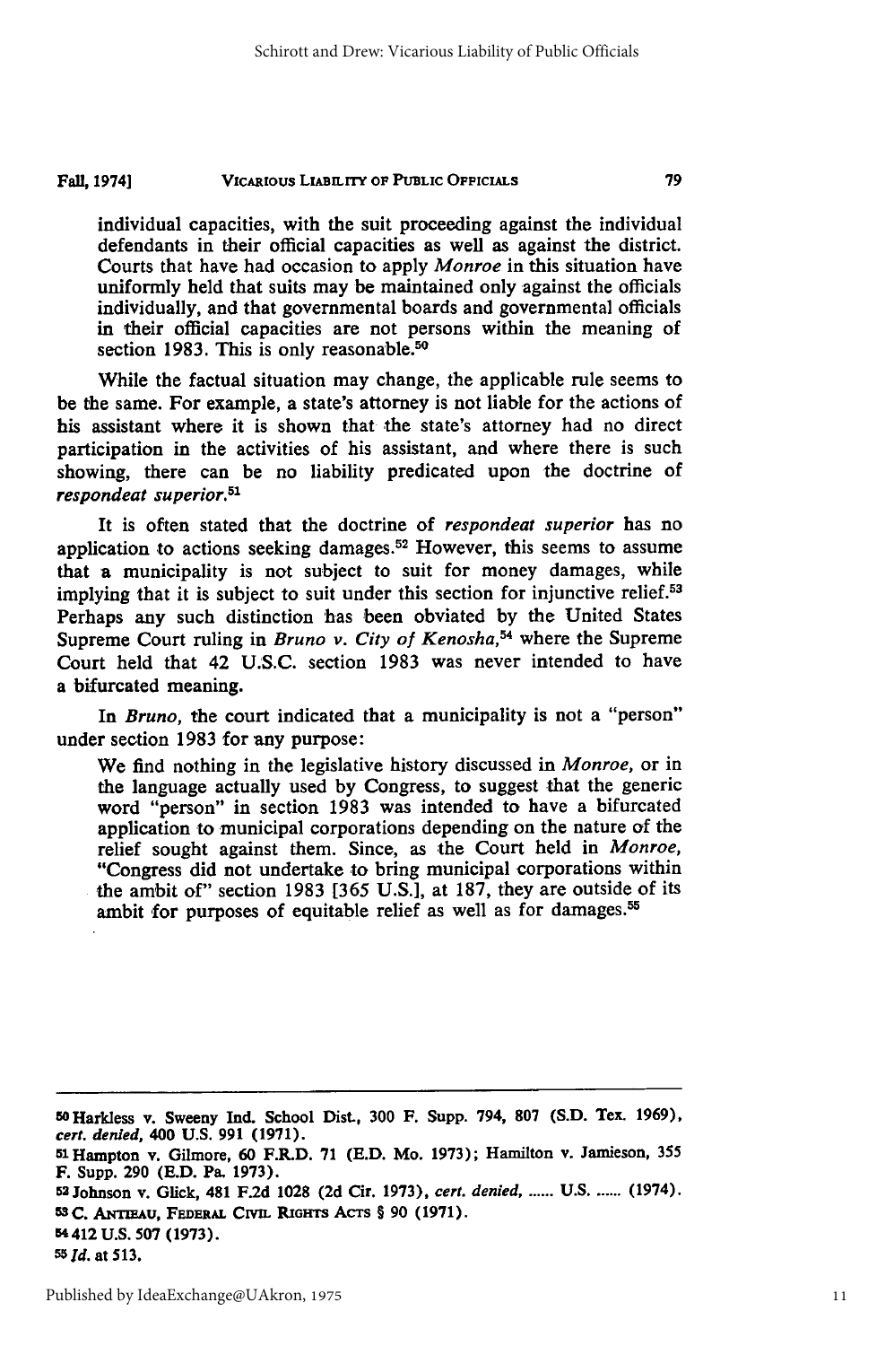individual capacities, with the suit proceeding against the individual defendants in their official capacities as well as against the district. Courts that have had occasion to apply *Monroe* in this situation have uniformly held that suits may be maintained only against the officials individually, and that governmental boards and governmental officials in their official capacities are not persons within the meaning of section 1983. This is only reasonable.[50]

While the factual situation may change, the applicable rule seems to be the same. For example, a state's attorney is not liable for the actions of his assistant where it is shown that the state's attorney had no direct participation in the activities of his assistant, and where there is such showing, there can be no liability predicated upon the doctrine of *respondeat superior.*[51]

It is often stated that the doctrine of *respondeat superior* has no application to actions seeking damages.[52] However, this seems to assume that a municipality is not subject to suit for money damages, while implying that it is subject to suit under this section for injunctive relief.[53] Perhaps any such distinction has been obviated by the United States Supreme Court ruling in *Bruno v. City of Kenosha*,[54] where the Supreme Court held that 42 U.S.C. section 1983 was never intended to have a bifurcated meaning.

In *Bruno*, the court indicated that a municipality is not a "person" under section 1983 for any purpose:

> We find nothing in the legislative history discussed in *Monroe*, or in the language actually used by Congress, to suggest that the generic word "person" in section 1983 was intended to have a bifurcated application to municipal corporations depending on the nature of the relief sought against them. Since, as the Court held in *Monroe*, "Congress did not undertake to bring municipal corporations within the ambit of" section 1983 [365 U.S.], at 187, they are outside of its ambit for purposes of equitable relief as well as for damages.[55]

---

[50] Harkless v. Sweeny Ind. School Dist., 300 F. Supp. 794, 807 (S.D. Tex. 1969), *cert. denied*, 400 U.S. 991 (1971).

[51] Hampton v. Gilmore, 60 F.R.D. 71 (E.D. Mo. 1973); Hamilton v. Jamieson, 355 F. Supp. 290 (E.D. Pa. 1973).

[52] Johnson v. Glick, 481 F.2d 1028 (2d Cir. 1973), *cert. denied*, ...... U.S. ...... (1974).

[53] C. Antieau, Federal Civil Rights Acts § 90 (1971).

[54] 412 U.S. 507 (1973).

[55] *Id.* at 513.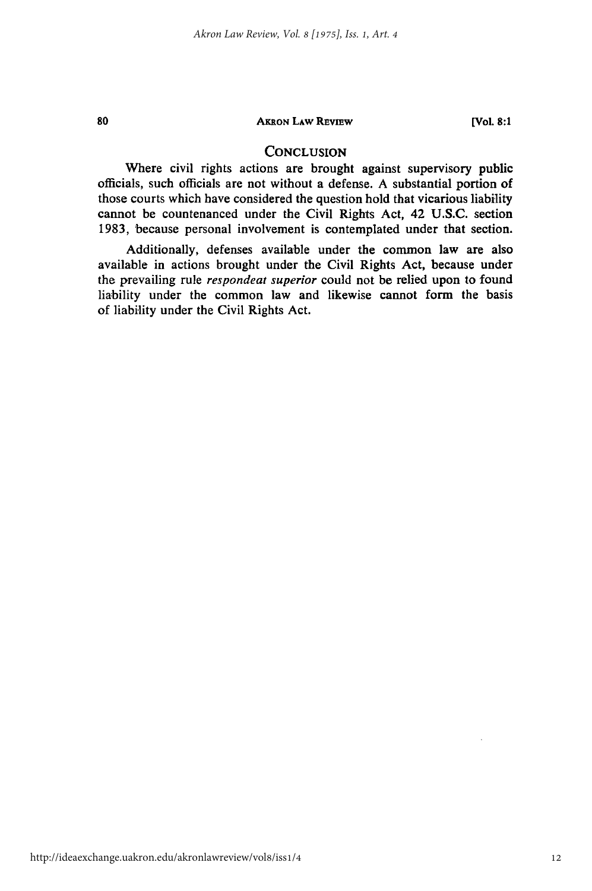## Conclusion

Where civil rights actions are brought against supervisory public officials, such officials are not without a defense. A substantial portion of those courts which have considered the question hold that vicarious liability cannot be countenanced under the Civil Rights Act, 42 U.S.C. section 1983, because personal involvement is contemplated under that section.

Additionally, defenses available under the common law are also available in actions brought under the Civil Rights Act, because under the prevailing rule *respondeat superior* could not be relied upon to found liability under the common law and likewise cannot form the basis of liability under the Civil Rights Act.